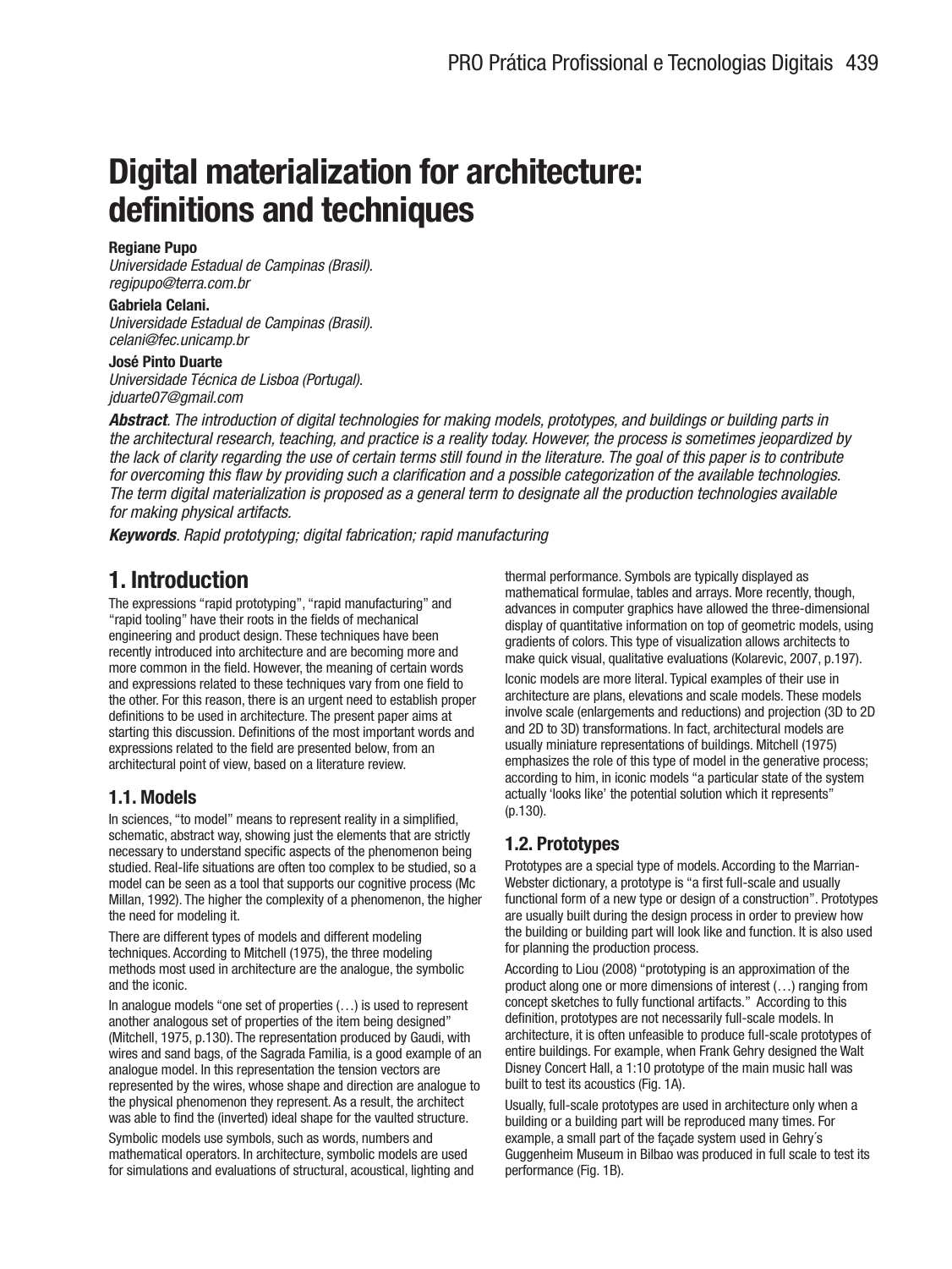# Digital materialization for architecture: definitions and techniques

**Regiane Pupo**
*Universidade Estadual de Campinas (Brasil).*
*regipupo@terra.com.br*

**Gabriela Celani.**
*Universidade Estadual de Campinas (Brasil).*
*celani@fec.unicamp.br*

**José Pinto Duarte**
*Universidade Técnica de Lisboa (Portugal).*
*jduarte07@gmail.com*

***Abstract**. The introduction of digital technologies for making models, prototypes, and buildings or building parts in the architectural research, teaching, and practice is a reality today. However, the process is sometimes jeopardized by the lack of clarity regarding the use of certain terms still found in the literature. The goal of this paper is to contribute for overcoming this flaw by providing such a clarification and a possible categorization of the available technologies. The term digital materialization is proposed as a general term to designate all the production technologies available for making physical artifacts.*

***Keywords**. Rapid prototyping; digital fabrication; rapid manufacturing*

## 1. Introduction

The expressions “rapid prototyping”, “rapid manufacturing” and “rapid tooling” have their roots in the fields of mechanical engineering and product design. These techniques have been recently introduced into architecture and are becoming more and more common in the field. However, the meaning of certain words and expressions related to these techniques vary from one field to the other. For this reason, there is an urgent need to establish proper definitions to be used in architecture. The present paper aims at starting this discussion. Definitions of the most important words and expressions related to the field are presented below, from an architectural point of view, based on a literature review.

### 1.1. Models

In sciences, “to model” means to represent reality in a simplified, schematic, abstract way, showing just the elements that are strictly necessary to understand specific aspects of the phenomenon being studied. Real-life situations are often too complex to be studied, so a model can be seen as a tool that supports our cognitive process (Mc Millan, 1992). The higher the complexity of a phenomenon, the higher the need for modeling it.

There are different types of models and different modeling techniques. According to Mitchell (1975), the three modeling methods most used in architecture are the analogue, the symbolic and the iconic.

In analogue models “one set of properties (…) is used to represent another analogous set of properties of the item being designed” (Mitchell, 1975, p.130). The representation produced by Gaudi, with wires and sand bags, of the Sagrada Familia, is a good example of an analogue model. In this representation the tension vectors are represented by the wires, whose shape and direction are analogue to the physical phenomenon they represent. As a result, the architect was able to find the (inverted) ideal shape for the vaulted structure.

Symbolic models use symbols, such as words, numbers and mathematical operators. In architecture, symbolic models are used for simulations and evaluations of structural, acoustical, lighting and thermal performance. Symbols are typically displayed as mathematical formulae, tables and arrays. More recently, though, advances in computer graphics have allowed the three-dimensional display of quantitative information on top of geometric models, using gradients of colors. This type of visualization allows architects to make quick visual, qualitative evaluations (Kolarevic, 2007, p.197).

Iconic models are more literal. Typical examples of their use in architecture are plans, elevations and scale models. These models involve scale (enlargements and reductions) and projection (3D to 2D and 2D to 3D) transformations. In fact, architectural models are usually miniature representations of buildings. Mitchell (1975) emphasizes the role of this type of model in the generative process; according to him, in iconic models “a particular state of the system actually ‘looks like’ the potential solution which it represents” (p.130).

### 1.2. Prototypes

Prototypes are a special type of models. According to the Marrian-Webster dictionary, a prototype is “a first full-scale and usually functional form of a new type or design of a construction”. Prototypes are usually built during the design process in order to preview how the building or building part will look like and function. It is also used for planning the production process.

According to Liou (2008) “prototyping is an approximation of the product along one or more dimensions of interest (…) ranging from concept sketches to fully functional artifacts.” According to this definition, prototypes are not necessarily full-scale models. In architecture, it is often unfeasible to produce full-scale prototypes of entire buildings. For example, when Frank Gehry designed the Walt Disney Concert Hall, a 1:10 prototype of the main music hall was built to test its acoustics (Fig. 1A).

Usually, full-scale prototypes are used in architecture only when a building or a building part will be reproduced many times. For example, a small part of the façade system used in Gehry´s Guggenheim Museum in Bilbao was produced in full scale to test its performance (Fig. 1B).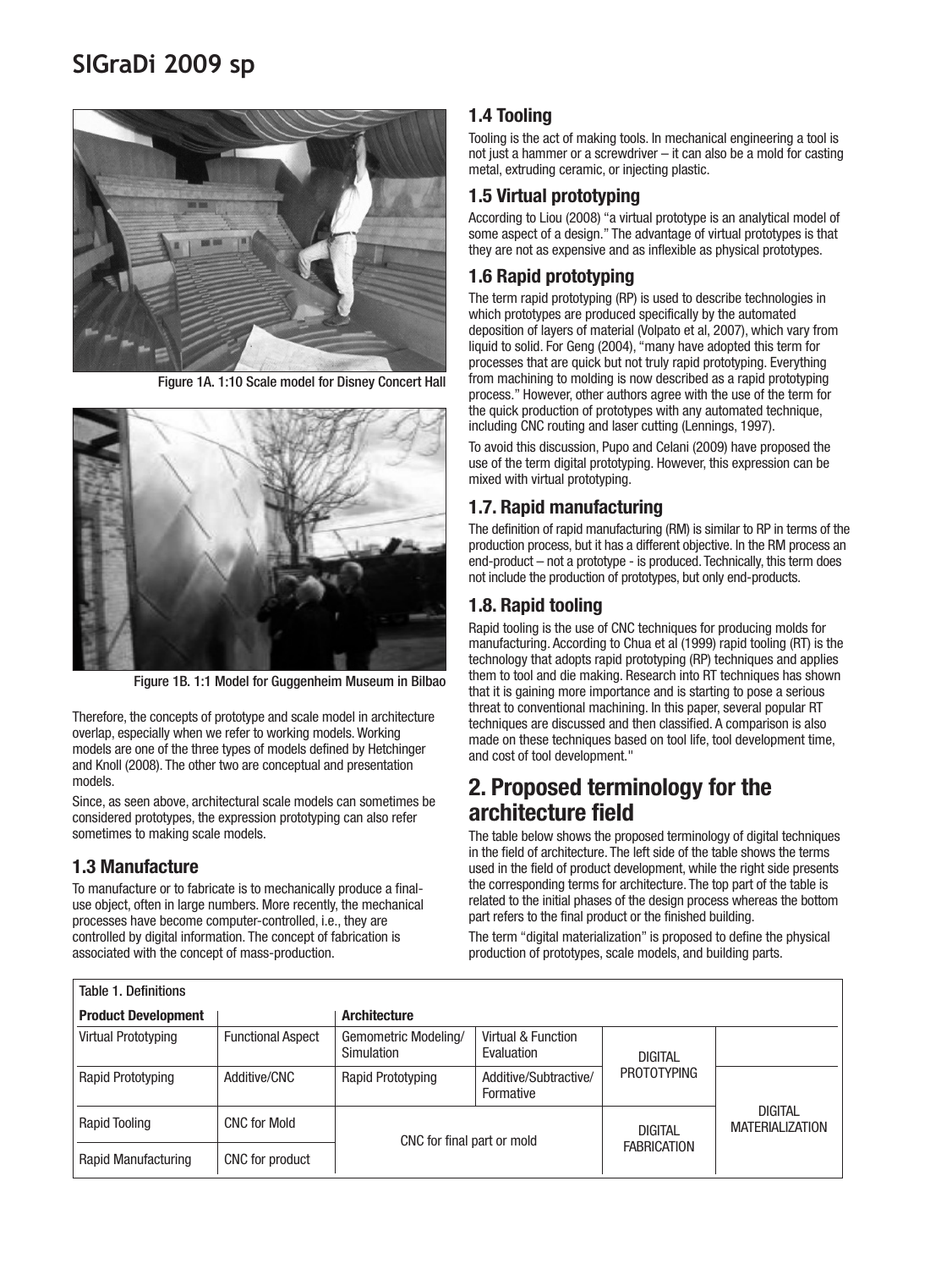Figure 1A. 1:10 Scale model for Disney Concert Hall

Figure 1B. 1:1 Model for Guggenheim Museum in Bilbao

Therefore, the concepts of prototype and scale model in architecture overlap, especially when we refer to working models. Working models are one of the three types of models defined by Hetchinger and Knoll (2008). The other two are conceptual and presentation models.

Since, as seen above, architectural scale models can sometimes be considered prototypes, the expression prototyping can also refer sometimes to making scale models.

### 1.3 Manufacture

To manufacture or to fabricate is to mechanically produce a final-use object, often in large numbers. More recently, the mechanical processes have become computer-controlled, i.e., they are controlled by digital information. The concept of fabrication is associated with the concept of mass-production.

### 1.4 Tooling

Tooling is the act of making tools. In mechanical engineering a tool is not just a hammer or a screwdriver – it can also be a mold for casting metal, extruding ceramic, or injecting plastic.

### 1.5 Virtual prototyping

According to Liou (2008) "a virtual prototype is an analytical model of some aspect of a design." The advantage of virtual prototypes is that they are not as expensive and as inflexible as physical prototypes.

### 1.6 Rapid prototyping

The term rapid prototyping (RP) is used to describe technologies in which prototypes are produced specifically by the automated deposition of layers of material (Volpato et al, 2007), which vary from liquid to solid. For Geng (2004), "many have adopted this term for processes that are quick but not truly rapid prototyping. Everything from machining to molding is now described as a rapid prototyping process." However, other authors agree with the use of the term for the quick production of prototypes with any automated technique, including CNC routing and laser cutting (Lennings, 1997).

To avoid this discussion, Pupo and Celani (2009) have proposed the use of the term digital prototyping. However, this expression can be mixed with virtual prototyping.

### 1.7. Rapid manufacturing

The definition of rapid manufacturing (RM) is similar to RP in terms of the production process, but it has a different objective. In the RM process an end-product – not a prototype - is produced. Technically, this term does not include the production of prototypes, but only end-products.

### 1.8. Rapid tooling

Rapid tooling is the use of CNC techniques for producing molds for manufacturing. According to Chua et al (1999) rapid tooling (RT) is the technology that adopts rapid prototyping (RP) techniques and applies them to tool and die making. Research into RT techniques has shown that it is gaining more importance and is starting to pose a serious threat to conventional machining. In this paper, several popular RT techniques are discussed and then classified. A comparison is also made on these techniques based on tool life, tool development time, and cost of tool development."

## 2. Proposed terminology for the architecture field

The table below shows the proposed terminology of digital techniques in the field of architecture. The left side of the table shows the terms used in the field of product development, while the right side presents the corresponding terms for architecture. The top part of the table is related to the initial phases of the design process whereas the bottom part refers to the final product or the finished building.

The term "digital materialization" is proposed to define the physical production of prototypes, scale models, and building parts.

Table 1. Definitions

| **Product Development** | | **Architecture** | | | |
|---|---|---|---|---|---|
| Virtual Prototyping | Functional Aspect | Gemometric Modeling/ Simulation | Virtual & Function Evaluation | DIGITAL PROTOTYPING | |
| Rapid Prototyping | Additive/CNC | Rapid Prototyping | Additive/Subtractive/ Formative | | DIGITAL MATERIALIZATION |
| Rapid Tooling | CNC for Mold | CNC for final part or mold | | DIGITAL FABRICATION | |
| Rapid Manufacturing | CNC for product | | | | |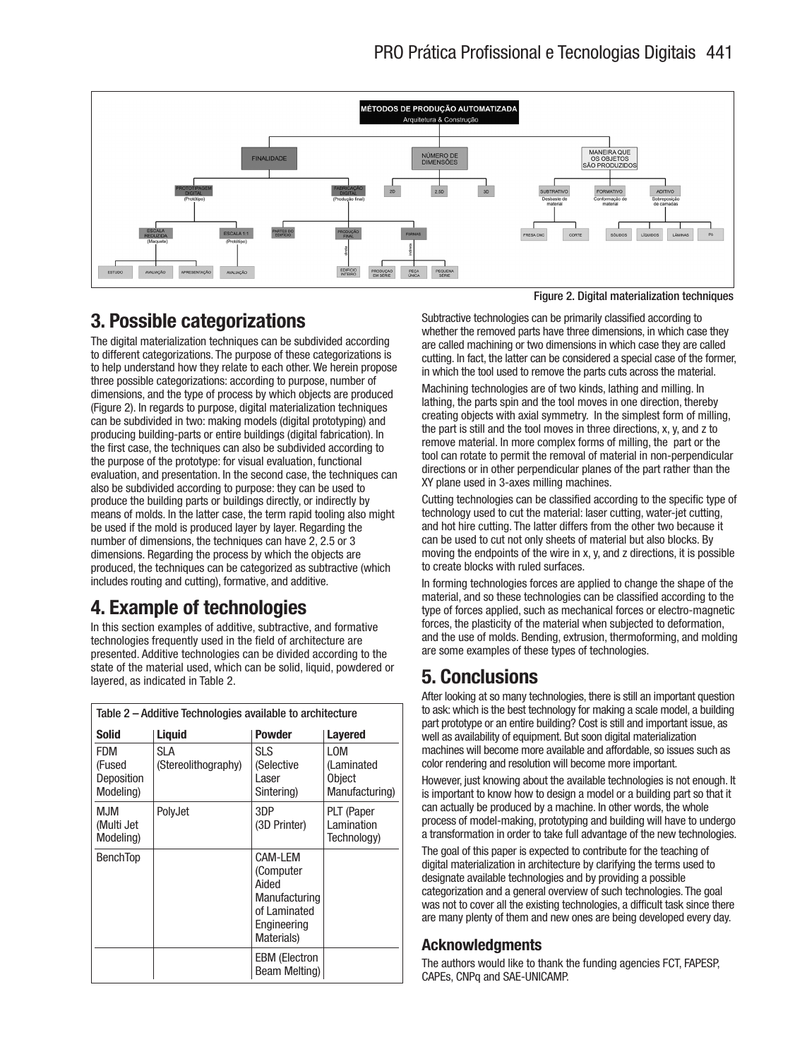Figure 2. Digital materialization techniques

## 3. Possible categorizations

The digital materialization techniques can be subdivided according to different categorizations. The purpose of these categorizations is to help understand how they relate to each other. We herein propose three possible categorizations: according to purpose, number of dimensions, and the type of process by which objects are produced (Figure 2). In regards to purpose, digital materialization techniques can be subdivided in two: making models (digital prototyping) and producing building-parts or entire buildings (digital fabrication). In the first case, the techniques can also be subdivided according to the purpose of the prototype: for visual evaluation, functional evaluation, and presentation. In the second case, the techniques can also be subdivided according to purpose: they can be used to produce the building parts or buildings directly, or indirectly by means of molds. In the latter case, the term rapid tooling also might be used if the mold is produced layer by layer. Regarding the number of dimensions, the techniques can have 2, 2.5 or 3 dimensions. Regarding the process by which the objects are produced, the techniques can be categorized as subtractive (which includes routing and cutting), formative, and additive.

## 4. Example of technologies

In this section examples of additive, subtractive, and formative technologies frequently used in the field of architecture are presented. Additive technologies can be divided according to the state of the material used, which can be solid, liquid, powdered or layered, as indicated in Table 2.

Table 2 – Additive Technologies available to architecture

| Solid | Liquid | Powder | Layered |
|---|---|---|---|
| FDM (Fused Deposition Modeling) | SLA (Stereolithography) | SLS (Selective Laser Sintering) | LOM (Laminated Object Manufacturing) |
| MJM (Multi Jet Modeling) | PolyJet | 3DP (3D Printer) | PLT (Paper Lamination Technology) |
| BenchTop | | CAM-LEM (Computer Aided Manufacturing of Laminated Engineering Materials) | |
| | | EBM (Electron Beam Melting) | |

Subtractive technologies can be primarily classified according to whether the removed parts have three dimensions, in which case they are called machining or two dimensions in which case they are called cutting. In fact, the latter can be considered a special case of the former, in which the tool used to remove the parts cuts across the material.

Machining technologies are of two kinds, lathing and milling. In lathing, the parts spin and the tool moves in one direction, thereby creating objects with axial symmetry. In the simplest form of milling, the part is still and the tool moves in three directions, x, y, and z to remove material. In more complex forms of milling, the part or the tool can rotate to permit the removal of material in non-perpendicular directions or in other perpendicular planes of the part rather than the XY plane used in 3-axes milling machines.

Cutting technologies can be classified according to the specific type of technology used to cut the material: laser cutting, water-jet cutting, and hot hire cutting. The latter differs from the other two because it can be used to cut not only sheets of material but also blocks. By moving the endpoints of the wire in x, y, and z directions, it is possible to create blocks with ruled surfaces.

In forming technologies forces are applied to change the shape of the material, and so these technologies can be classified according to the type of forces applied, such as mechanical forces or electro-magnetic forces, the plasticity of the material when subjected to deformation, and the use of molds. Bending, extrusion, thermoforming, and molding are some examples of these types of technologies.

## 5. Conclusions

After looking at so many technologies, there is still an important question to ask: which is the best technology for making a scale model, a building part prototype or an entire building? Cost is still and important issue, as well as availability of equipment. But soon digital materialization machines will become more available and affordable, so issues such as color rendering and resolution will become more important.

However, just knowing about the available technologies is not enough. It is important to know how to design a model or a building part so that it can actually be produced by a machine. In other words, the whole process of model-making, prototyping and building will have to undergo a transformation in order to take full advantage of the new technologies.

The goal of this paper is expected to contribute for the teaching of digital materialization in architecture by clarifying the terms used to designate available technologies and by providing a possible categorization and a general overview of such technologies. The goal was not to cover all the existing technologies, a difficult task since there are many plenty of them and new ones are being developed every day.

### Acknowledgments

The authors would like to thank the funding agencies FCT, FAPESP, CAPEs, CNPq and SAE-UNICAMP.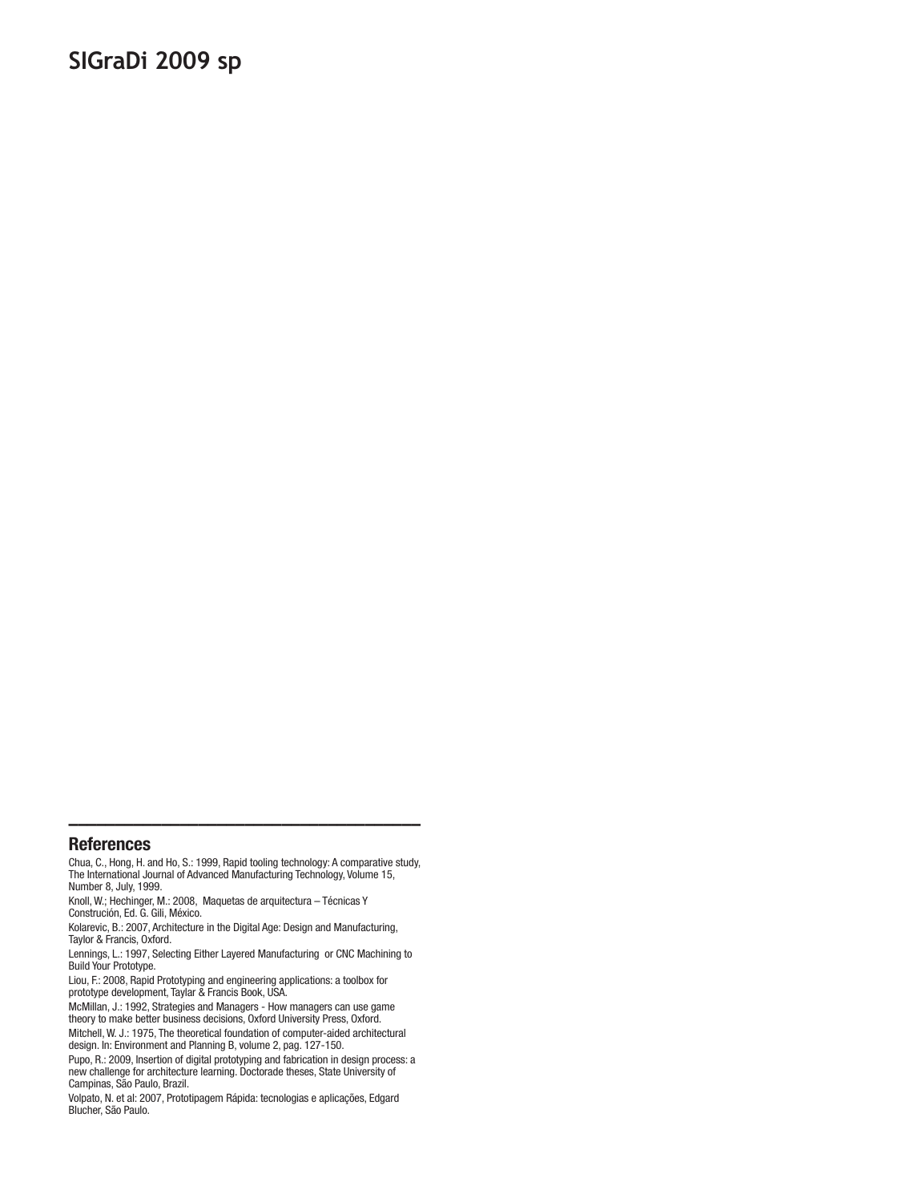## References

Chua, C., Hong, H. and Ho, S.: 1999, Rapid tooling technology: A comparative study, The International Journal of Advanced Manufacturing Technology, Volume 15, Number 8, July, 1999.

Knoll, W.; Hechinger, M.: 2008, Maquetas de arquitectura – Técnicas Y Construción, Ed. G. Gili, México.

Kolarevic, B.: 2007, Architecture in the Digital Age: Design and Manufacturing, Taylor & Francis, Oxford.

Lennings, L.: 1997, Selecting Either Layered Manufacturing or CNC Machining to Build Your Prototype.

Liou, F.: 2008, Rapid Prototyping and engineering applications: a toolbox for prototype development, Taylar & Francis Book, USA.

McMillan, J.: 1992, Strategies and Managers - How managers can use game theory to make better business decisions, Oxford University Press, Oxford.

Mitchell, W. J.: 1975, The theoretical foundation of computer-aided architectural design. In: Environment and Planning B, volume 2, pag. 127-150.

Pupo, R.: 2009, Insertion of digital prototyping and fabrication in design process: a new challenge for architecture learning. Doctorade theses, State University of Campinas, São Paulo, Brazil.

Volpato, N. et al: 2007, Prototipagem Rápida: tecnologias e aplicações, Edgard Blucher, São Paulo.